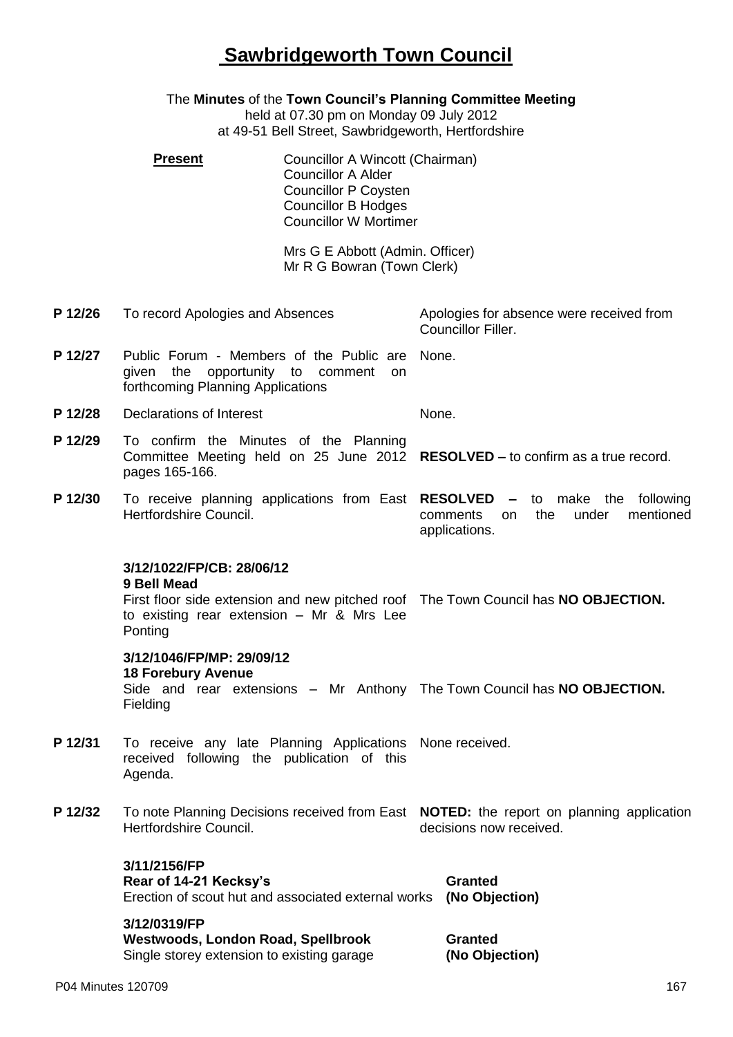# Sawbridgeworth Town Council

The **Minutes** of the **Town Council's Planning Committee Meeting**
held at 07.30 pm on Monday 09 July 2012
at 49-51 Bell Street, Sawbridgeworth, Hertfordshire

**Present**

Councillor A Wincott (Chairman)
Councillor A Alder
Councillor P Coysten
Councillor B Hodges
Councillor W Mortimer

Mrs G E Abbott (Admin. Officer)
Mr R G Bowran (Town Clerk)

**P 12/26** To record Apologies and Absences

Apologies for absence were received from Councillor Filler.

**P 12/27** Public Forum - Members of the Public are given the opportunity to comment on forthcoming Planning Applications

None.

**P 12/28** Declarations of Interest

None.

**P 12/29** To confirm the Minutes of the Planning Committee Meeting held on 25 June 2012 pages 165-166.

**RESOLVED –** to confirm as a true record.

**P 12/30** To receive planning applications from East Hertfordshire Council.

**RESOLVED –** to make the following comments on the under mentioned applications.

**3/12/1022/FP/CB: 28/06/12**
**9 Bell Mead**
First floor side extension and new pitched roof to existing rear extension – Mr & Mrs Lee Ponting

The Town Council has **NO OBJECTION.**

**3/12/1046/FP/MP: 29/09/12**
**18 Forebury Avenue**
Side and rear extensions – Mr Anthony Fielding

The Town Council has **NO OBJECTION.**

**P 12/31** To receive any late Planning Applications received following the publication of this Agenda.

None received.

**P 12/32** To note Planning Decisions received from East Hertfordshire Council.

**NOTED:** the report on planning application decisions now received.

**3/11/2156/FP**
**Rear of 14-21 Kecksy's**
Erection of scout hut and associated external works

**Granted**
**(No Objection)**

**3/12/0319/FP**
**Westwoods, London Road, Spellbrook**
Single storey extension to existing garage

**Granted**
**(No Objection)**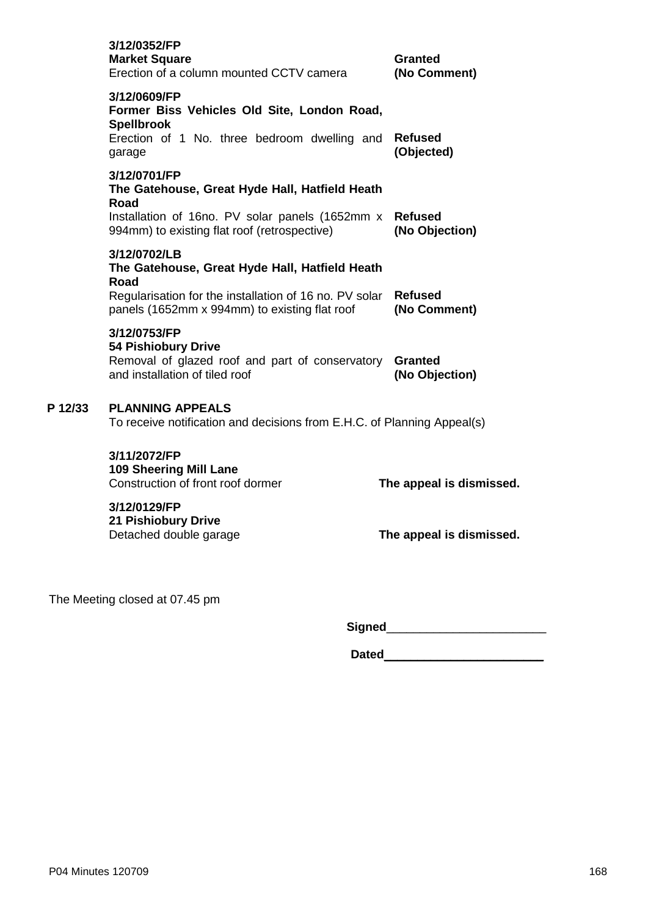**3/12/0352/FP**
**Market Square**
Erection of a column mounted CCTV camera — **Granted (No Comment)**

**3/12/0609/FP**
**Former Biss Vehicles Old Site, London Road, Spellbrook**
Erection of 1 No. three bedroom dwelling and garage — **Refused (Objected)**

**3/12/0701/FP**
**The Gatehouse, Great Hyde Hall, Hatfield Heath Road**
Installation of 16no. PV solar panels (1652mm x 994mm) to existing flat roof (retrospective) — **Refused (No Objection)**

**3/12/0702/LB**
**The Gatehouse, Great Hyde Hall, Hatfield Heath Road**
Regularisation for the installation of 16 no. PV solar panels (1652mm x 994mm) to existing flat roof — **Refused (No Comment)**

**3/12/0753/FP**
**54 Pishiobury Drive**
Removal of glazed roof and part of conservatory and installation of tiled roof — **Granted (No Objection)**

**P 12/33 PLANNING APPEALS**

To receive notification and decisions from E.H.C. of Planning Appeal(s)

**3/11/2072/FP**
**109 Sheering Mill Lane**
Construction of front roof dormer — **The appeal is dismissed.**

**3/12/0129/FP**
**21 Pishiobury Drive**
Detached double garage — **The appeal is dismissed.**

The Meeting closed at 07.45 pm

**Signed**\_\_\_\_\_\_\_\_\_\_\_\_\_\_\_\_\_\_\_\_\_\_\_

**Dated**\_\_\_\_\_\_\_\_\_\_\_\_\_\_\_\_\_\_\_\_\_\_\_